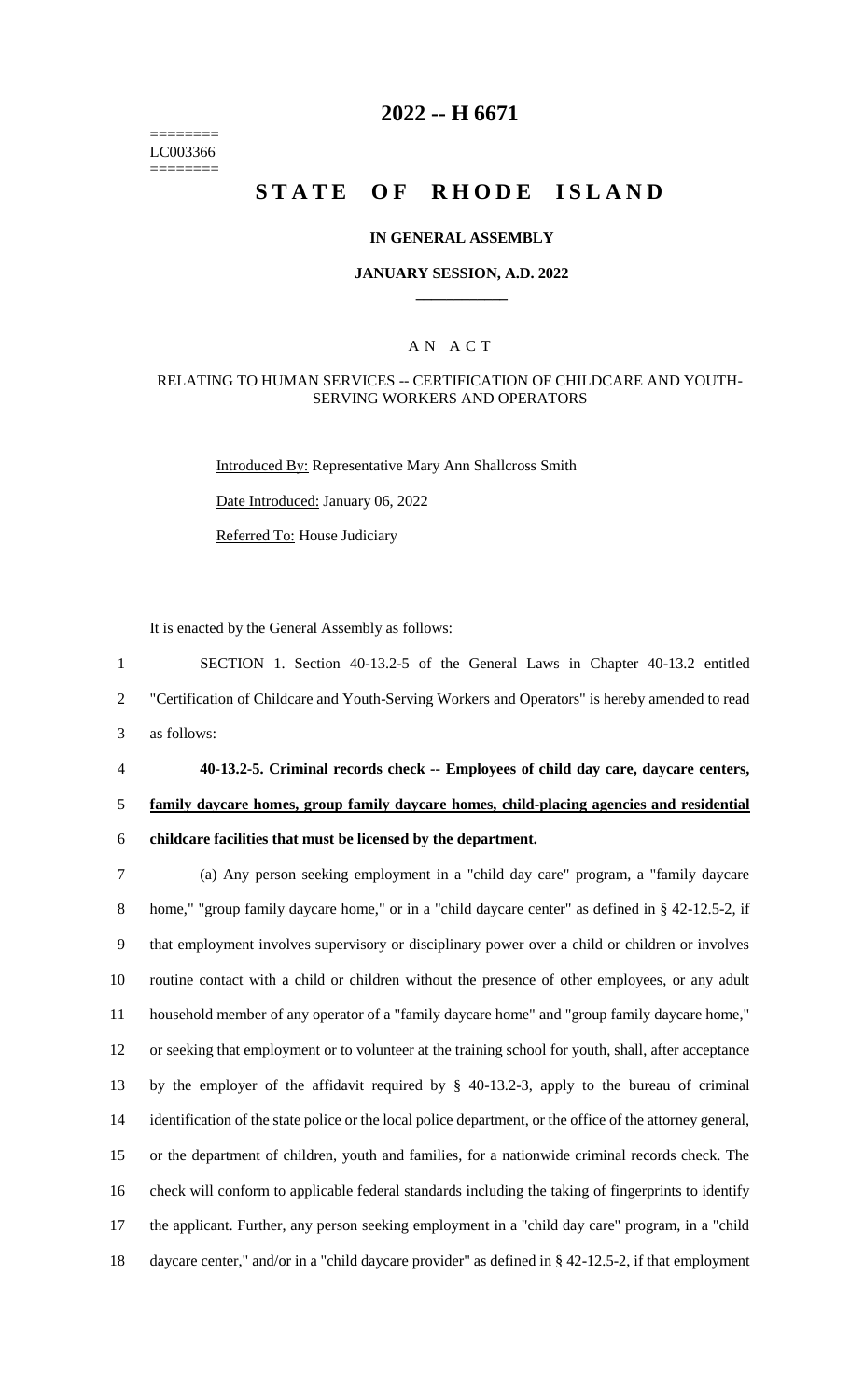========
LC003366
========

# 2022 -- H 6671

# STATE OF RHODE ISLAND

## IN GENERAL ASSEMBLY

### JANUARY SESSION, A.D. 2022

### A N A C T

### RELATING TO HUMAN SERVICES -- CERTIFICATION OF CHILDCARE AND YOUTH-SERVING WORKERS AND OPERATORS

Introduced By: Representative Mary Ann Shallcross Smith

Date Introduced: January 06, 2022

Referred To: House Judiciary

It is enacted by the General Assembly as follows:

1 SECTION 1. Section 40-13.2-5 of the General Laws in Chapter 40-13.2 entitled
2 "Certification of Childcare and Youth-Serving Workers and Operators" is hereby amended to read
3 as follows:

4 **40-13.2-5. Criminal records check -- Employees of child day care, daycare centers,**
5 **family daycare homes, group family daycare homes, child-placing agencies and residential**
6 **childcare facilities that must be licensed by the department.**

7 (a) Any person seeking employment in a "child day care" program, a "family daycare
8 home," "group family daycare home," or in a "child daycare center" as defined in § 42-12.5-2, if
9 that employment involves supervisory or disciplinary power over a child or children or involves
10 routine contact with a child or children without the presence of other employees, or any adult
11 household member of any operator of a "family daycare home" and "group family daycare home,"
12 or seeking that employment or to volunteer at the training school for youth, shall, after acceptance
13 by the employer of the affidavit required by § 40-13.2-3, apply to the bureau of criminal
14 identification of the state police or the local police department, or the office of the attorney general,
15 or the department of children, youth and families, for a nationwide criminal records check. The
16 check will conform to applicable federal standards including the taking of fingerprints to identify
17 the applicant. Further, any person seeking employment in a "child day care" program, in a "child
18 daycare center," and/or in a "child daycare provider" as defined in § 42-12.5-2, if that employment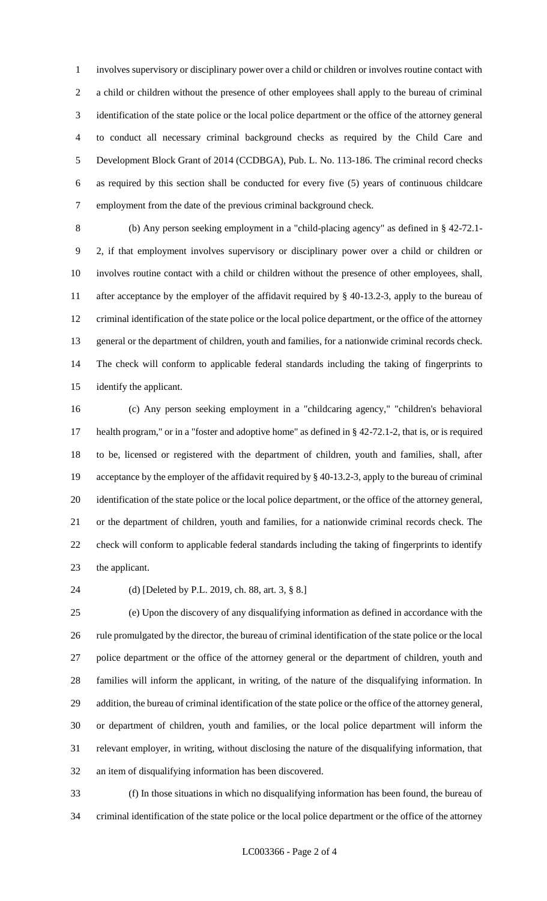involves supervisory or disciplinary power over a child or children or involves routine contact with a child or children without the presence of other employees shall apply to the bureau of criminal identification of the state police or the local police department or the office of the attorney general to conduct all necessary criminal background checks as required by the Child Care and Development Block Grant of 2014 (CCDBGA), Pub. L. No. 113-186. The criminal record checks as required by this section shall be conducted for every five (5) years of continuous childcare employment from the date of the previous criminal background check.

(b) Any person seeking employment in a "child-placing agency" as defined in § 42-72.1-2, if that employment involves supervisory or disciplinary power over a child or children or involves routine contact with a child or children without the presence of other employees, shall, after acceptance by the employer of the affidavit required by § 40-13.2-3, apply to the bureau of criminal identification of the state police or the local police department, or the office of the attorney general or the department of children, youth and families, for a nationwide criminal records check. The check will conform to applicable federal standards including the taking of fingerprints to identify the applicant.

(c) Any person seeking employment in a "childcaring agency," "children's behavioral health program," or in a "foster and adoptive home" as defined in § 42-72.1-2, that is, or is required to be, licensed or registered with the department of children, youth and families, shall, after acceptance by the employer of the affidavit required by § 40-13.2-3, apply to the bureau of criminal identification of the state police or the local police department, or the office of the attorney general, or the department of children, youth and families, for a nationwide criminal records check. The check will conform to applicable federal standards including the taking of fingerprints to identify the applicant.

(d) [Deleted by P.L. 2019, ch. 88, art. 3, § 8.]

(e) Upon the discovery of any disqualifying information as defined in accordance with the rule promulgated by the director, the bureau of criminal identification of the state police or the local police department or the office of the attorney general or the department of children, youth and families will inform the applicant, in writing, of the nature of the disqualifying information. In addition, the bureau of criminal identification of the state police or the office of the attorney general, or department of children, youth and families, or the local police department will inform the relevant employer, in writing, without disclosing the nature of the disqualifying information, that an item of disqualifying information has been discovered.

(f) In those situations in which no disqualifying information has been found, the bureau of criminal identification of the state police or the local police department or the office of the attorney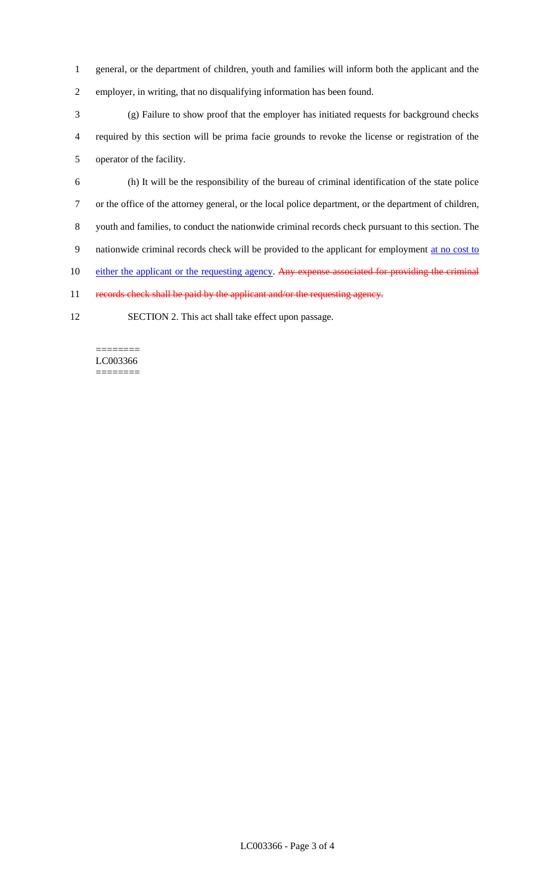general, or the department of children, youth and families will inform both the applicant and the employer, in writing, that no disqualifying information has been found.

(g) Failure to show proof that the employer has initiated requests for background checks required by this section will be prima facie grounds to revoke the license or registration of the operator of the facility.

(h) It will be the responsibility of the bureau of criminal identification of the state police or the office of the attorney general, or the local police department, or the department of children, youth and families, to conduct the nationwide criminal records check pursuant to this section. The nationwide criminal records check will be provided to the applicant for employment at no cost to either the applicant or the requesting agency. ~~Any expense associated for providing the criminal records check shall be paid by the applicant and/or the requesting agency.~~

SECTION 2. This act shall take effect upon passage.

========
LC003366
========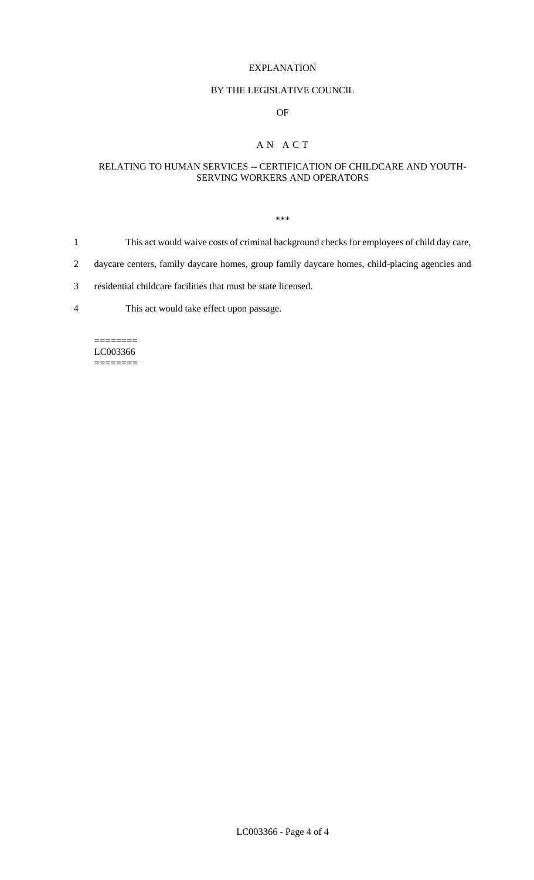EXPLANATION

BY THE LEGISLATIVE COUNCIL

OF

A N A C T

RELATING TO HUMAN SERVICES -- CERTIFICATION OF CHILDCARE AND YOUTH-SERVING WORKERS AND OPERATORS

\*\*\*

1 This act would waive costs of criminal background checks for employees of child day care,
2 daycare centers, family daycare homes, group family daycare homes, child-placing agencies and
3 residential childcare facilities that must be state licensed.
4 This act would take effect upon passage.

========
LC003366
========